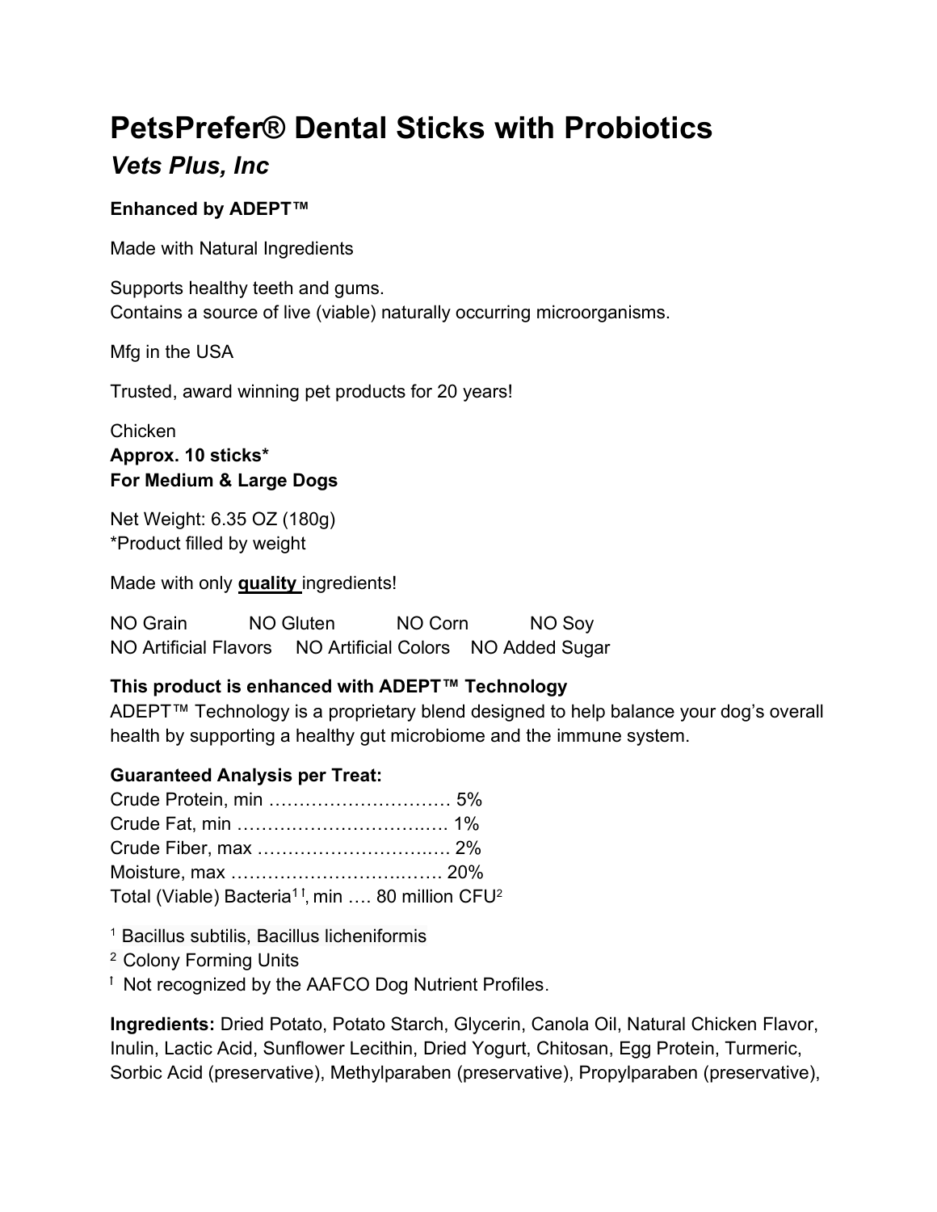# PetsPrefer® Dental Sticks with Probiotics

## *Vets Plus, Inc*

**Enhanced by ADEPT™**

Made with Natural Ingredients

Supports healthy teeth and gums.
Contains a source of live (viable) naturally occurring microorganisms.

Mfg in the USA

Trusted, award winning pet products for 20 years!

Chicken
**Approx. 10 sticks***
**For Medium & Large Dogs**

Net Weight: 6.35 OZ (180g)
*Product filled by weight

Made with only **quality** ingredients!

NO Grain NO Gluten NO Corn NO Soy
NO Artificial Flavors NO Artificial Colors NO Added Sugar

**This product is enhanced with ADEPT™ Technology**
ADEPT™ Technology is a proprietary blend designed to help balance your dog's overall health by supporting a healthy gut microbiome and the immune system.

**Guaranteed Analysis per Treat:**
Crude Protein, min ………………………… 5%
Crude Fat, min …………………………….. 1%
Crude Fiber, max ………………………….. 2%
Moisture, max ……………………………. 20%
Total (Viable) Bacteria[1 ǂ], min …. 80 million CFU[2]

[1] Bacillus subtilis, Bacillus licheniformis
[2] Colony Forming Units
[ǂ] Not recognized by the AAFCO Dog Nutrient Profiles.

**Ingredients:** Dried Potato, Potato Starch, Glycerin, Canola Oil, Natural Chicken Flavor, Inulin, Lactic Acid, Sunflower Lecithin, Dried Yogurt, Chitosan, Egg Protein, Turmeric, Sorbic Acid (preservative), Methylparaben (preservative), Propylparaben (preservative),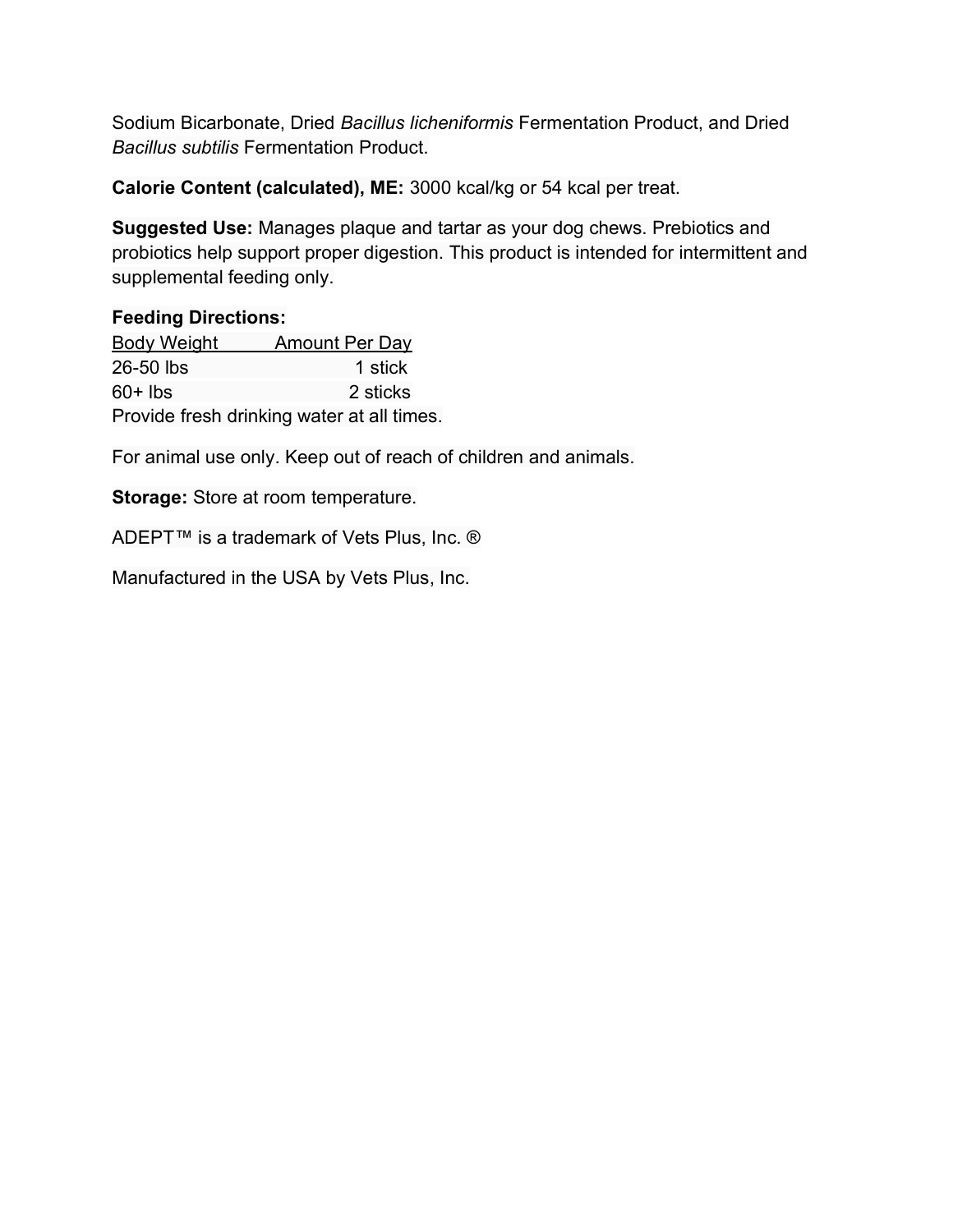Sodium Bicarbonate, Dried *Bacillus licheniformis* Fermentation Product, and Dried *Bacillus subtilis* Fermentation Product.

**Calorie Content (calculated), ME:** 3000 kcal/kg or 54 kcal per treat.

**Suggested Use:** Manages plaque and tartar as your dog chews. Prebiotics and probiotics help support proper digestion. This product is intended for intermittent and supplemental feeding only.

**Feeding Directions:**

| Body Weight | Amount Per Day |
|---|---|
| 26-50 lbs | 1 stick |
| 60+ lbs | 2 sticks |

Provide fresh drinking water at all times.

For animal use only. Keep out of reach of children and animals.

**Storage:** Store at room temperature.

ADEPT™ is a trademark of Vets Plus, Inc. ®

Manufactured in the USA by Vets Plus, Inc.